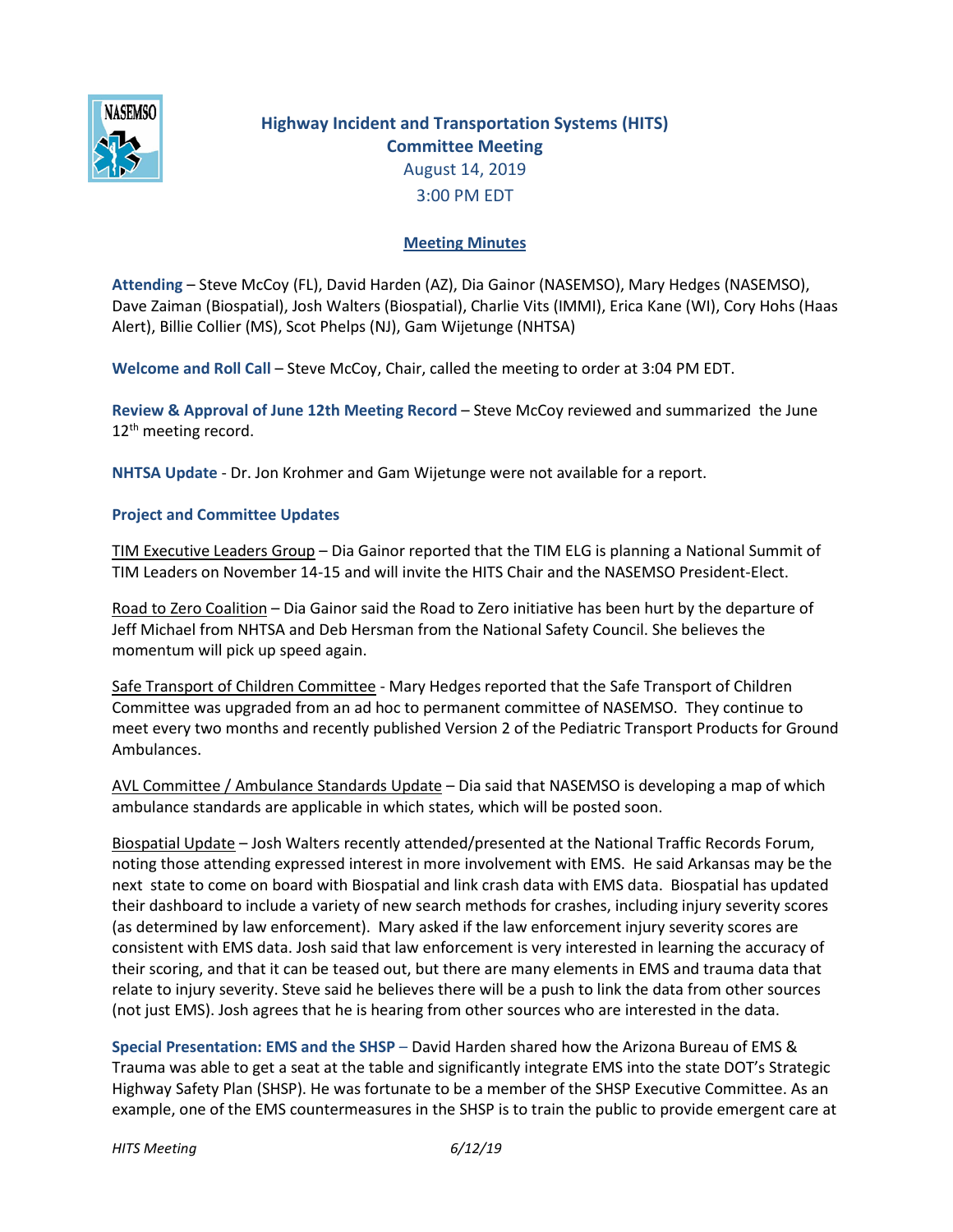# Highway Incident and Transportation Systems (HITS) Committee Meeting

August 14, 2019

3:00 PM EDT

## Meeting Minutes

**Attending** – Steve McCoy (FL), David Harden (AZ), Dia Gainor (NASEMSO), Mary Hedges (NASEMSO), Dave Zaiman (Biospatial), Josh Walters (Biospatial), Charlie Vits (IMMI), Erica Kane (WI), Cory Hohs (Haas Alert), Billie Collier (MS), Scot Phelps (NJ), Gam Wijetunge (NHTSA)

**Welcome and Roll Call** – Steve McCoy, Chair, called the meeting to order at 3:04 PM EDT.

**Review & Approval of June 12th Meeting Record** – Steve McCoy reviewed and summarized the June 12th meeting record.

**NHTSA Update** - Dr. Jon Krohmer and Gam Wijetunge were not available for a report.

**Project and Committee Updates**

TIM Executive Leaders Group – Dia Gainor reported that the TIM ELG is planning a National Summit of TIM Leaders on November 14-15 and will invite the HITS Chair and the NASEMSO President-Elect.

Road to Zero Coalition – Dia Gainor said the Road to Zero initiative has been hurt by the departure of Jeff Michael from NHTSA and Deb Hersman from the National Safety Council. She believes the momentum will pick up speed again.

Safe Transport of Children Committee - Mary Hedges reported that the Safe Transport of Children Committee was upgraded from an ad hoc to permanent committee of NASEMSO. They continue to meet every two months and recently published Version 2 of the Pediatric Transport Products for Ground Ambulances.

AVL Committee / Ambulance Standards Update – Dia said that NASEMSO is developing a map of which ambulance standards are applicable in which states, which will be posted soon.

Biospatial Update – Josh Walters recently attended/presented at the National Traffic Records Forum, noting those attending expressed interest in more involvement with EMS. He said Arkansas may be the next state to come on board with Biospatial and link crash data with EMS data. Biospatial has updated their dashboard to include a variety of new search methods for crashes, including injury severity scores (as determined by law enforcement). Mary asked if the law enforcement injury severity scores are consistent with EMS data. Josh said that law enforcement is very interested in learning the accuracy of their scoring, and that it can be teased out, but there are many elements in EMS and trauma data that relate to injury severity. Steve said he believes there will be a push to link the data from other sources (not just EMS). Josh agrees that he is hearing from other sources who are interested in the data.

**Special Presentation: EMS and the SHSP** – David Harden shared how the Arizona Bureau of EMS & Trauma was able to get a seat at the table and significantly integrate EMS into the state DOT's Strategic Highway Safety Plan (SHSP). He was fortunate to be a member of the SHSP Executive Committee. As an example, one of the EMS countermeasures in the SHSP is to train the public to provide emergent care at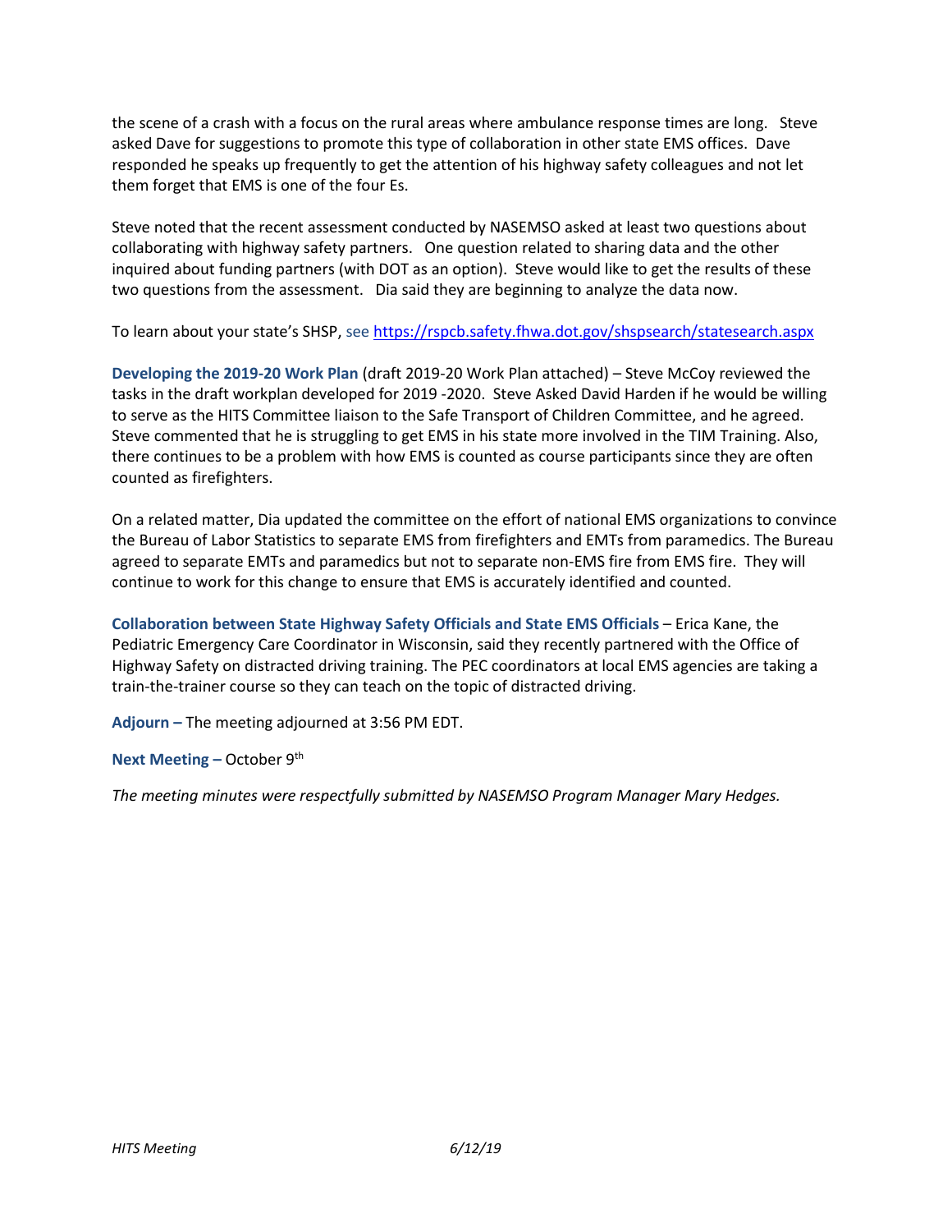the scene of a crash with a focus on the rural areas where ambulance response times are long. Steve asked Dave for suggestions to promote this type of collaboration in other state EMS offices. Dave responded he speaks up frequently to get the attention of his highway safety colleagues and not let them forget that EMS is one of the four Es.

Steve noted that the recent assessment conducted by NASEMSO asked at least two questions about collaborating with highway safety partners. One question related to sharing data and the other inquired about funding partners (with DOT as an option). Steve would like to get the results of these two questions from the assessment. Dia said they are beginning to analyze the data now.

To learn about your state's SHSP, see https://rspcb.safety.fhwa.dot.gov/shspsearch/statesearch.aspx

**Developing the 2019-20 Work Plan** (draft 2019-20 Work Plan attached) – Steve McCoy reviewed the tasks in the draft workplan developed for 2019 -2020. Steve Asked David Harden if he would be willing to serve as the HITS Committee liaison to the Safe Transport of Children Committee, and he agreed. Steve commented that he is struggling to get EMS in his state more involved in the TIM Training. Also, there continues to be a problem with how EMS is counted as course participants since they are often counted as firefighters.

On a related matter, Dia updated the committee on the effort of national EMS organizations to convince the Bureau of Labor Statistics to separate EMS from firefighters and EMTs from paramedics. The Bureau agreed to separate EMTs and paramedics but not to separate non-EMS fire from EMS fire. They will continue to work for this change to ensure that EMS is accurately identified and counted.

**Collaboration between State Highway Safety Officials and State EMS Officials** – Erica Kane, the Pediatric Emergency Care Coordinator in Wisconsin, said they recently partnered with the Office of Highway Safety on distracted driving training. The PEC coordinators at local EMS agencies are taking a train-the-trainer course so they can teach on the topic of distracted driving.

**Adjourn –** The meeting adjourned at 3:56 PM EDT.

**Next Meeting –** October 9th

*The meeting minutes were respectfully submitted by NASEMSO Program Manager Mary Hedges.*